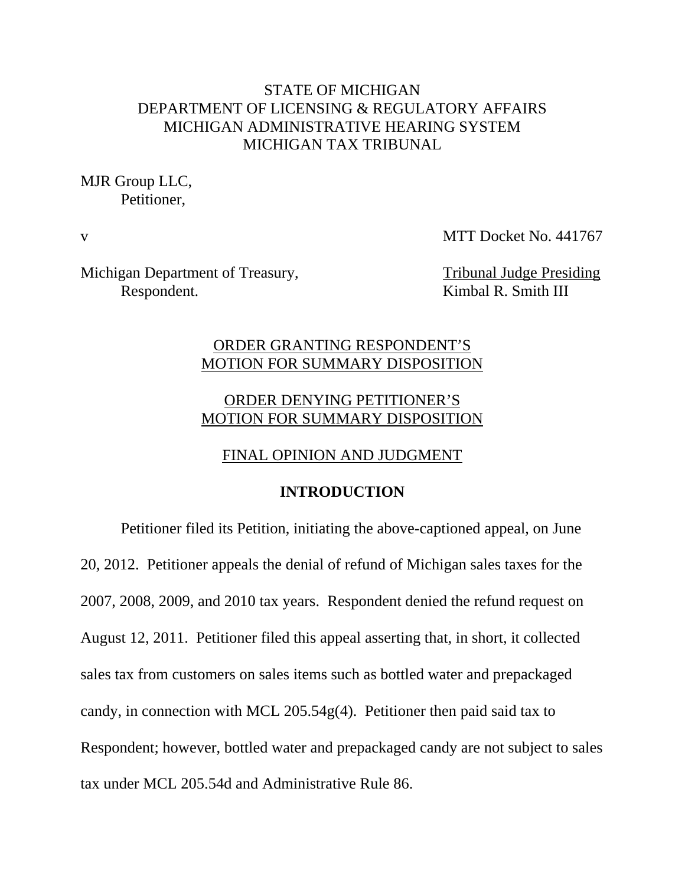STATE OF MICHIGAN
DEPARTMENT OF LICENSING & REGULATORY AFFAIRS
MICHIGAN ADMINISTRATIVE HEARING SYSTEM
MICHIGAN TAX TRIBUNAL

MJR Group LLC,
Petitioner,

v

MTT Docket No. 441767

Michigan Department of Treasury,
Respondent.

Tribunal Judge Presiding
Kimbal R. Smith III

ORDER GRANTING RESPONDENT'S MOTION FOR SUMMARY DISPOSITION

ORDER DENYING PETITIONER'S MOTION FOR SUMMARY DISPOSITION

FINAL OPINION AND JUDGMENT

**INTRODUCTION**

Petitioner filed its Petition, initiating the above-captioned appeal, on June 20, 2012. Petitioner appeals the denial of refund of Michigan sales taxes for the 2007, 2008, 2009, and 2010 tax years. Respondent denied the refund request on August 12, 2011. Petitioner filed this appeal asserting that, in short, it collected sales tax from customers on sales items such as bottled water and prepackaged candy, in connection with MCL 205.54g(4). Petitioner then paid said tax to Respondent; however, bottled water and prepackaged candy are not subject to sales tax under MCL 205.54d and Administrative Rule 86.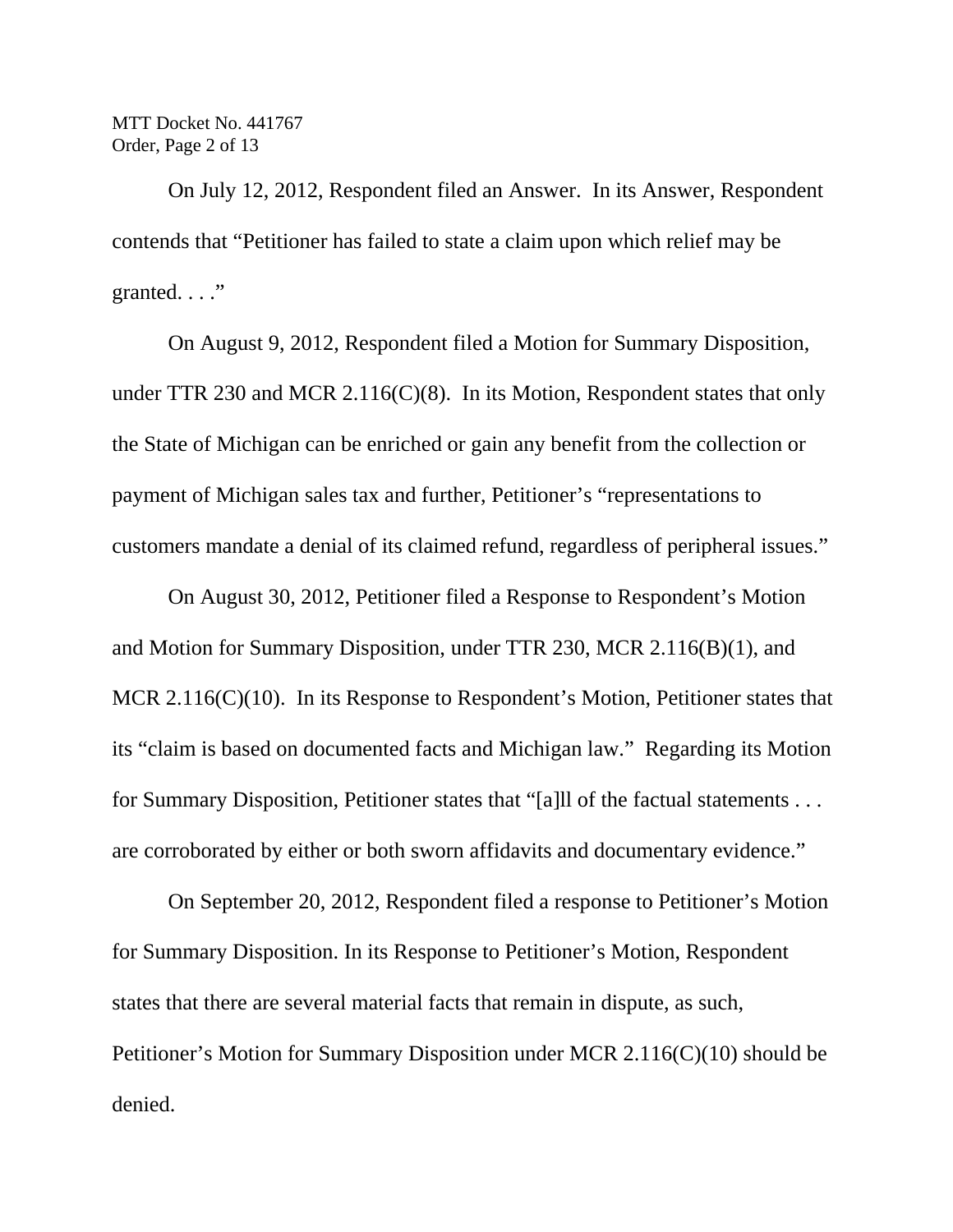On July 12, 2012, Respondent filed an Answer. In its Answer, Respondent contends that "Petitioner has failed to state a claim upon which relief may be granted. . . ."

On August 9, 2012, Respondent filed a Motion for Summary Disposition, under TTR 230 and MCR 2.116(C)(8). In its Motion, Respondent states that only the State of Michigan can be enriched or gain any benefit from the collection or payment of Michigan sales tax and further, Petitioner's "representations to customers mandate a denial of its claimed refund, regardless of peripheral issues."

On August 30, 2012, Petitioner filed a Response to Respondent's Motion and Motion for Summary Disposition, under TTR 230, MCR 2.116(B)(1), and MCR 2.116(C)(10). In its Response to Respondent's Motion, Petitioner states that its "claim is based on documented facts and Michigan law." Regarding its Motion for Summary Disposition, Petitioner states that "[a]ll of the factual statements . . . are corroborated by either or both sworn affidavits and documentary evidence."

On September 20, 2012, Respondent filed a response to Petitioner's Motion for Summary Disposition. In its Response to Petitioner's Motion, Respondent states that there are several material facts that remain in dispute, as such, Petitioner's Motion for Summary Disposition under MCR 2.116(C)(10) should be denied.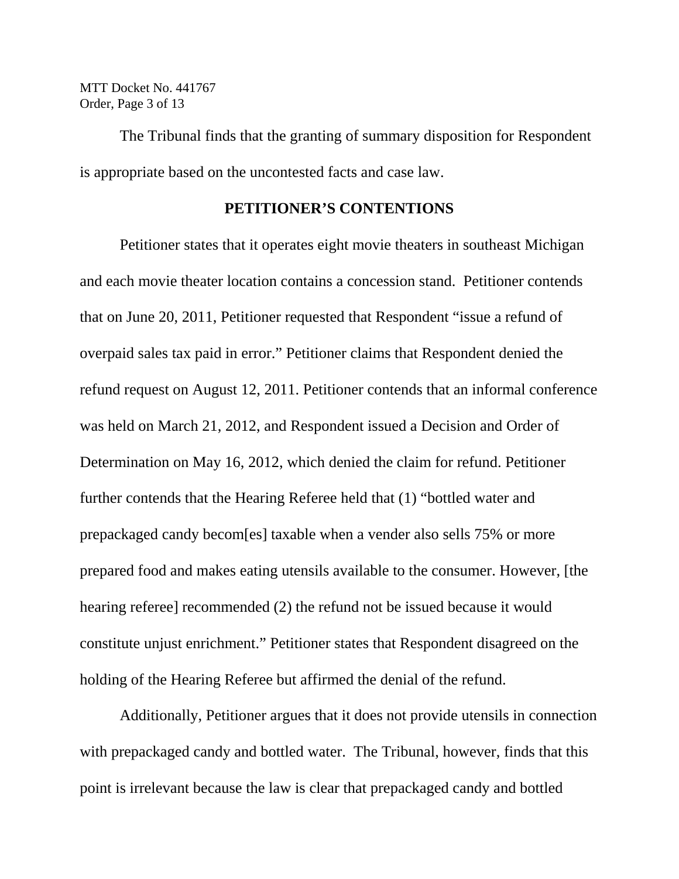The Tribunal finds that the granting of summary disposition for Respondent is appropriate based on the uncontested facts and case law.

## PETITIONER'S CONTENTIONS

Petitioner states that it operates eight movie theaters in southeast Michigan and each movie theater location contains a concession stand. Petitioner contends that on June 20, 2011, Petitioner requested that Respondent "issue a refund of overpaid sales tax paid in error." Petitioner claims that Respondent denied the refund request on August 12, 2011. Petitioner contends that an informal conference was held on March 21, 2012, and Respondent issued a Decision and Order of Determination on May 16, 2012, which denied the claim for refund. Petitioner further contends that the Hearing Referee held that (1) "bottled water and prepackaged candy becom[es] taxable when a vender also sells 75% or more prepared food and makes eating utensils available to the consumer. However, [the hearing referee] recommended (2) the refund not be issued because it would constitute unjust enrichment." Petitioner states that Respondent disagreed on the holding of the Hearing Referee but affirmed the denial of the refund.

Additionally, Petitioner argues that it does not provide utensils in connection with prepackaged candy and bottled water. The Tribunal, however, finds that this point is irrelevant because the law is clear that prepackaged candy and bottled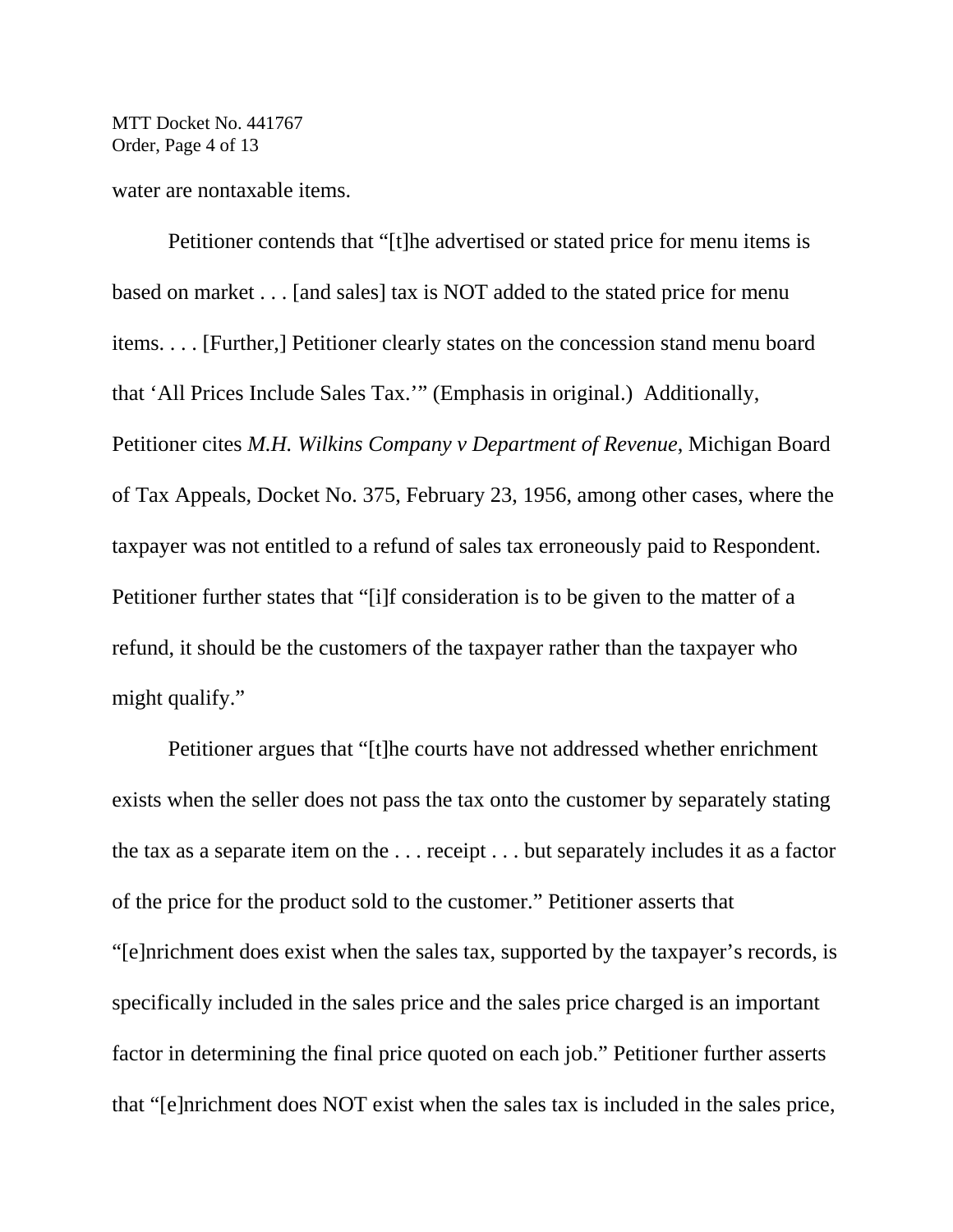water are nontaxable items.

Petitioner contends that "[t]he advertised or stated price for menu items is based on market . . . [and sales] tax is NOT added to the stated price for menu items. . . . [Further,] Petitioner clearly states on the concession stand menu board that 'All Prices Include Sales Tax.'" (Emphasis in original.) Additionally, Petitioner cites *M.H. Wilkins Company v Department of Revenue*, Michigan Board of Tax Appeals, Docket No. 375, February 23, 1956, among other cases, where the taxpayer was not entitled to a refund of sales tax erroneously paid to Respondent. Petitioner further states that "[i]f consideration is to be given to the matter of a refund, it should be the customers of the taxpayer rather than the taxpayer who might qualify."

Petitioner argues that "[t]he courts have not addressed whether enrichment exists when the seller does not pass the tax onto the customer by separately stating the tax as a separate item on the . . . receipt . . . but separately includes it as a factor of the price for the product sold to the customer." Petitioner asserts that "[e]nrichment does exist when the sales tax, supported by the taxpayer's records, is specifically included in the sales price and the sales price charged is an important factor in determining the final price quoted on each job." Petitioner further asserts that "[e]nrichment does NOT exist when the sales tax is included in the sales price,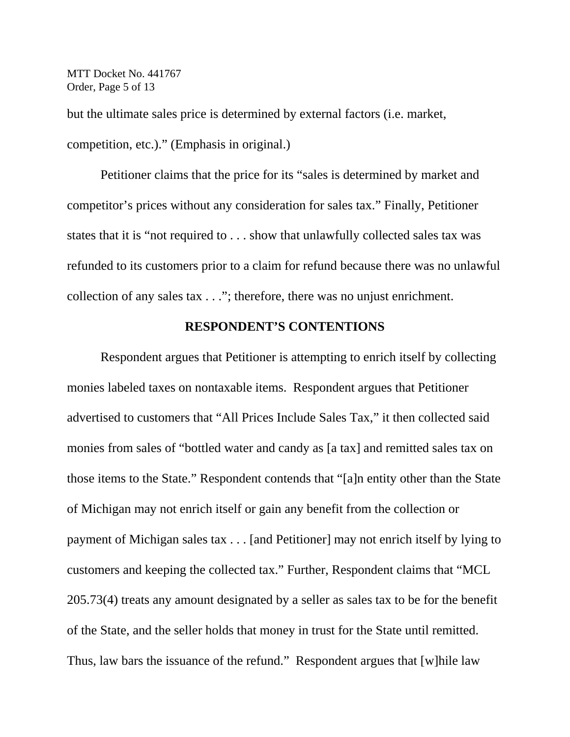but the ultimate sales price is determined by external factors (i.e. market, competition, etc.).” (Emphasis in original.)

Petitioner claims that the price for its “sales is determined by market and competitor’s prices without any consideration for sales tax.” Finally, Petitioner states that it is “not required to . . . show that unlawfully collected sales tax was refunded to its customers prior to a claim for refund because there was no unlawful collection of any sales tax . . .”; therefore, there was no unjust enrichment.

## RESPONDENT’S CONTENTIONS

Respondent argues that Petitioner is attempting to enrich itself by collecting monies labeled taxes on nontaxable items. Respondent argues that Petitioner advertised to customers that “All Prices Include Sales Tax,” it then collected said monies from sales of “bottled water and candy as [a tax] and remitted sales tax on those items to the State.” Respondent contends that “[a]n entity other than the State of Michigan may not enrich itself or gain any benefit from the collection or payment of Michigan sales tax . . . [and Petitioner] may not enrich itself by lying to customers and keeping the collected tax.” Further, Respondent claims that “MCL 205.73(4) treats any amount designated by a seller as sales tax to be for the benefit of the State, and the seller holds that money in trust for the State until remitted. Thus, law bars the issuance of the refund.” Respondent argues that [w]hile law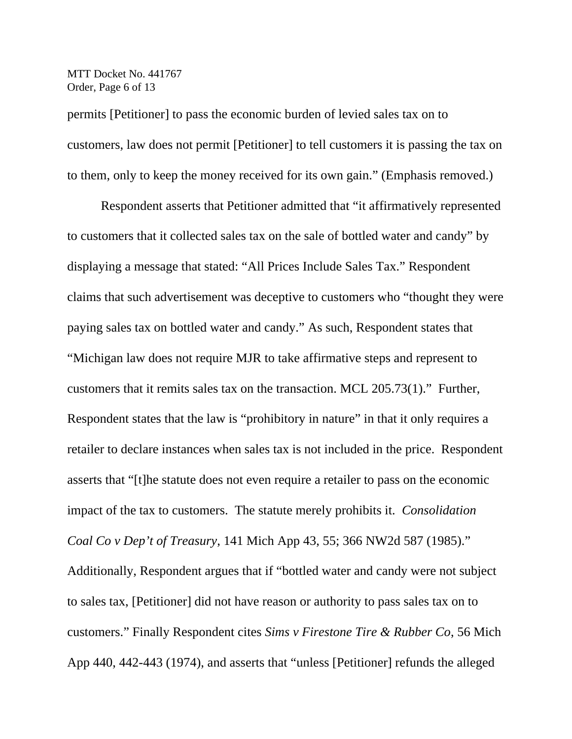permits [Petitioner] to pass the economic burden of levied sales tax on to customers, law does not permit [Petitioner] to tell customers it is passing the tax on to them, only to keep the money received for its own gain." (Emphasis removed.)

Respondent asserts that Petitioner admitted that "it affirmatively represented to customers that it collected sales tax on the sale of bottled water and candy" by displaying a message that stated: "All Prices Include Sales Tax." Respondent claims that such advertisement was deceptive to customers who "thought they were paying sales tax on bottled water and candy." As such, Respondent states that "Michigan law does not require MJR to take affirmative steps and represent to customers that it remits sales tax on the transaction. MCL 205.73(1)." Further, Respondent states that the law is "prohibitory in nature" in that it only requires a retailer to declare instances when sales tax is not included in the price. Respondent asserts that "[t]he statute does not even require a retailer to pass on the economic impact of the tax to customers. The statute merely prohibits it. *Consolidation Coal Co v Dep't of Treasury*, 141 Mich App 43, 55; 366 NW2d 587 (1985)." Additionally, Respondent argues that if "bottled water and candy were not subject to sales tax, [Petitioner] did not have reason or authority to pass sales tax on to customers." Finally Respondent cites *Sims v Firestone Tire & Rubber Co*, 56 Mich App 440, 442-443 (1974), and asserts that "unless [Petitioner] refunds the alleged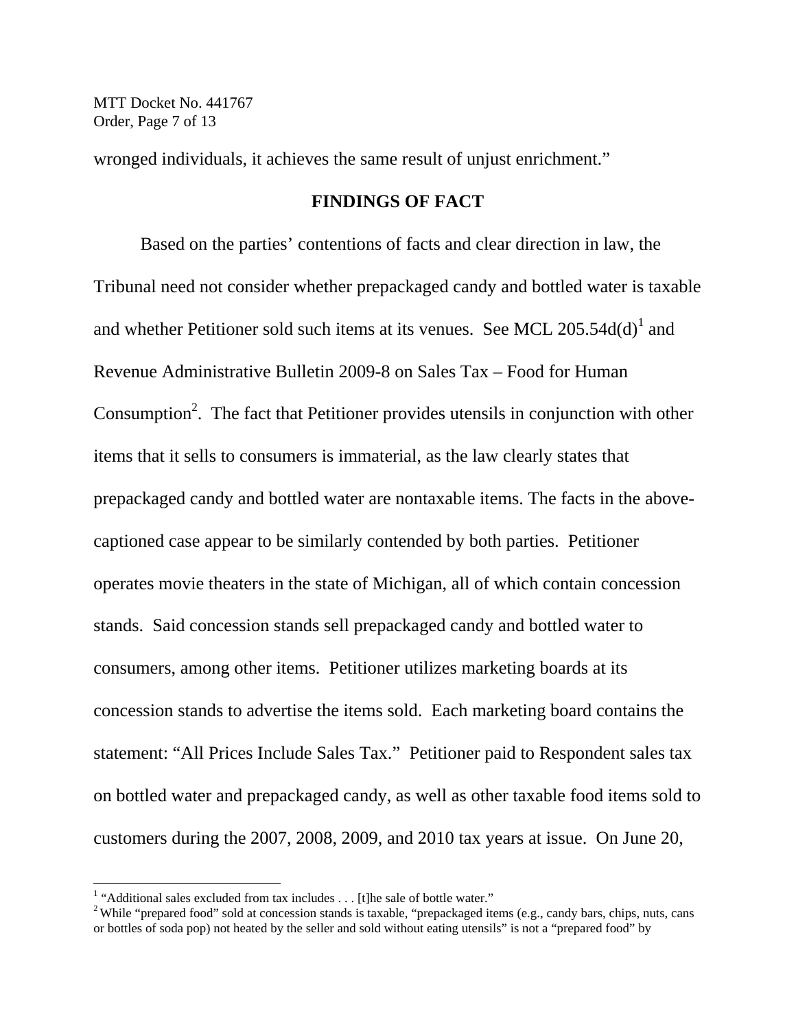wronged individuals, it achieves the same result of unjust enrichment."

## FINDINGS OF FACT

Based on the parties' contentions of facts and clear direction in law, the Tribunal need not consider whether prepackaged candy and bottled water is taxable and whether Petitioner sold such items at its venues. See MCL 205.54d(d)[1] and Revenue Administrative Bulletin 2009-8 on Sales Tax – Food for Human Consumption[2]. The fact that Petitioner provides utensils in conjunction with other items that it sells to consumers is immaterial, as the law clearly states that prepackaged candy and bottled water are nontaxable items. The facts in the above-captioned case appear to be similarly contended by both parties. Petitioner operates movie theaters in the state of Michigan, all of which contain concession stands. Said concession stands sell prepackaged candy and bottled water to consumers, among other items. Petitioner utilizes marketing boards at its concession stands to advertise the items sold. Each marketing board contains the statement: "All Prices Include Sales Tax." Petitioner paid to Respondent sales tax on bottled water and prepackaged candy, as well as other taxable food items sold to customers during the 2007, 2008, 2009, and 2010 tax years at issue. On June 20,

---

[1] "Additional sales excluded from tax includes . . . [t]he sale of bottle water."

[2] While "prepared food" sold at concession stands is taxable, "prepackaged items (e.g., candy bars, chips, nuts, cans or bottles of soda pop) not heated by the seller and sold without eating utensils" is not a "prepared food" by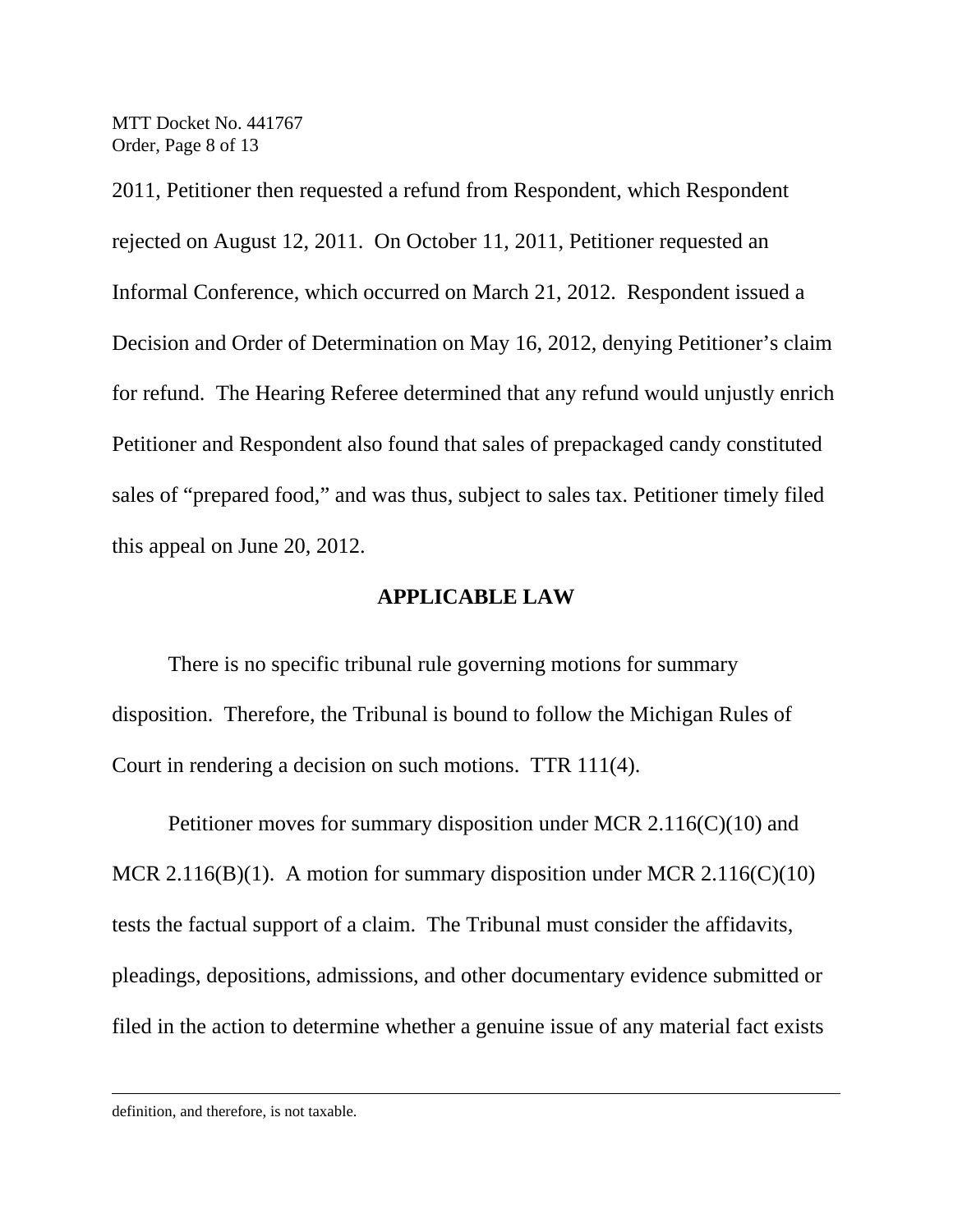2011, Petitioner then requested a refund from Respondent, which Respondent rejected on August 12, 2011. On October 11, 2011, Petitioner requested an Informal Conference, which occurred on March 21, 2012. Respondent issued a Decision and Order of Determination on May 16, 2012, denying Petitioner's claim for refund. The Hearing Referee determined that any refund would unjustly enrich Petitioner and Respondent also found that sales of prepackaged candy constituted sales of "prepared food," and was thus, subject to sales tax. Petitioner timely filed this appeal on June 20, 2012.

## APPLICABLE LAW

There is no specific tribunal rule governing motions for summary disposition. Therefore, the Tribunal is bound to follow the Michigan Rules of Court in rendering a decision on such motions. TTR 111(4).

Petitioner moves for summary disposition under MCR 2.116(C)(10) and MCR 2.116(B)(1). A motion for summary disposition under MCR 2.116(C)(10) tests the factual support of a claim. The Tribunal must consider the affidavits, pleadings, depositions, admissions, and other documentary evidence submitted or filed in the action to determine whether a genuine issue of any material fact exists

---

definition, and therefore, is not taxable.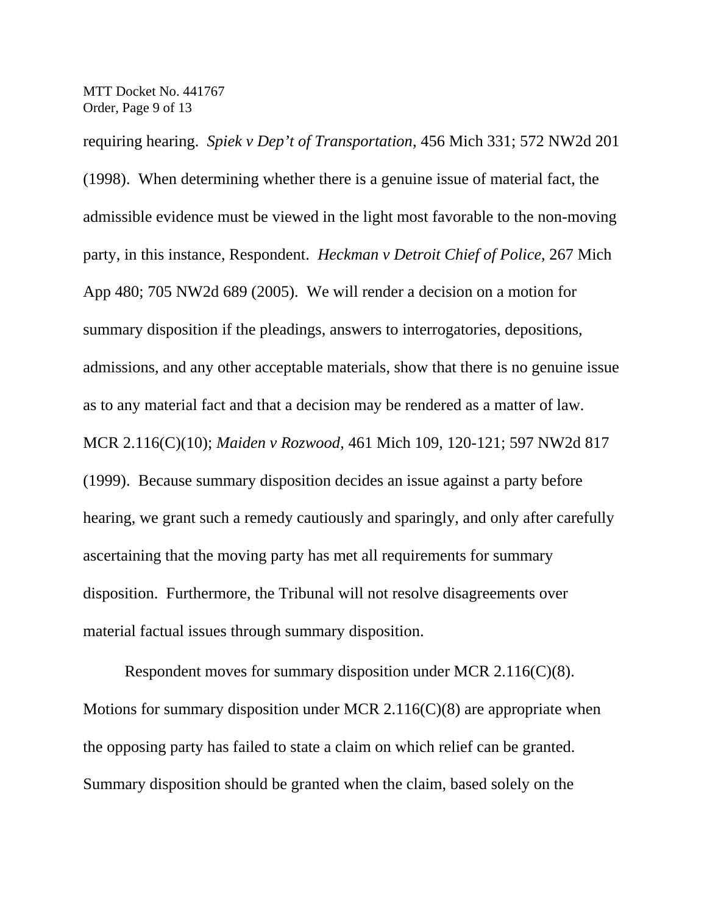requiring hearing. *Spiek v Dep't of Transportation*, 456 Mich 331; 572 NW2d 201 (1998). When determining whether there is a genuine issue of material fact, the admissible evidence must be viewed in the light most favorable to the non-moving party, in this instance, Respondent. *Heckman v Detroit Chief of Police*, 267 Mich App 480; 705 NW2d 689 (2005). We will render a decision on a motion for summary disposition if the pleadings, answers to interrogatories, depositions, admissions, and any other acceptable materials, show that there is no genuine issue as to any material fact and that a decision may be rendered as a matter of law. MCR 2.116(C)(10); *Maiden v Rozwood*, 461 Mich 109, 120-121; 597 NW2d 817 (1999). Because summary disposition decides an issue against a party before hearing, we grant such a remedy cautiously and sparingly, and only after carefully ascertaining that the moving party has met all requirements for summary disposition. Furthermore, the Tribunal will not resolve disagreements over material factual issues through summary disposition.

Respondent moves for summary disposition under MCR 2.116(C)(8). Motions for summary disposition under MCR 2.116(C)(8) are appropriate when the opposing party has failed to state a claim on which relief can be granted. Summary disposition should be granted when the claim, based solely on the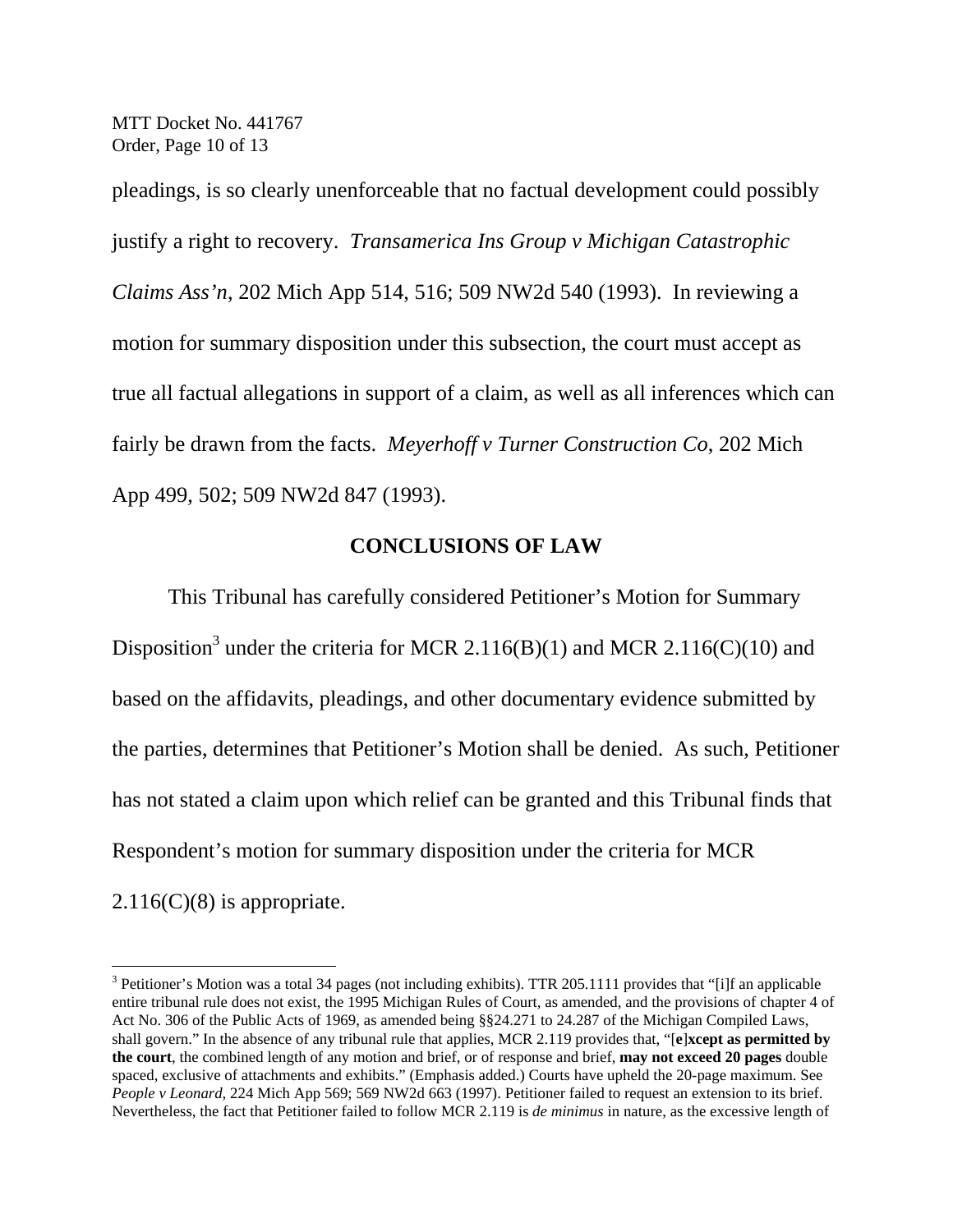pleadings, is so clearly unenforceable that no factual development could possibly justify a right to recovery. *Transamerica Ins Group v Michigan Catastrophic Claims Ass'n*, 202 Mich App 514, 516; 509 NW2d 540 (1993). In reviewing a motion for summary disposition under this subsection, the court must accept as true all factual allegations in support of a claim, as well as all inferences which can fairly be drawn from the facts. *Meyerhoff v Turner Construction Co*, 202 Mich App 499, 502; 509 NW2d 847 (1993).

## CONCLUSIONS OF LAW

This Tribunal has carefully considered Petitioner's Motion for Summary Disposition[3] under the criteria for MCR 2.116(B)(1) and MCR 2.116(C)(10) and based on the affidavits, pleadings, and other documentary evidence submitted by the parties, determines that Petitioner's Motion shall be denied. As such, Petitioner has not stated a claim upon which relief can be granted and this Tribunal finds that Respondent's motion for summary disposition under the criteria for MCR 2.116(C)(8) is appropriate.

---

[3] Petitioner's Motion was a total 34 pages (not including exhibits). TTR 205.1111 provides that "[i]f an applicable entire tribunal rule does not exist, the 1995 Michigan Rules of Court, as amended, and the provisions of chapter 4 of Act No. 306 of the Public Acts of 1969, as amended being §§24.271 to 24.287 of the Michigan Compiled Laws, shall govern." In the absence of any tribunal rule that applies, MCR 2.119 provides that, "[**e**]**xcept as permitted by the court**, the combined length of any motion and brief, or of response and brief, **may not exceed 20 pages** double spaced, exclusive of attachments and exhibits." (Emphasis added.) Courts have upheld the 20-page maximum. See *People v Leonard*, 224 Mich App 569; 569 NW2d 663 (1997). Petitioner failed to request an extension to its brief. Nevertheless, the fact that Petitioner failed to follow MCR 2.119 is *de minimus* in nature, as the excessive length of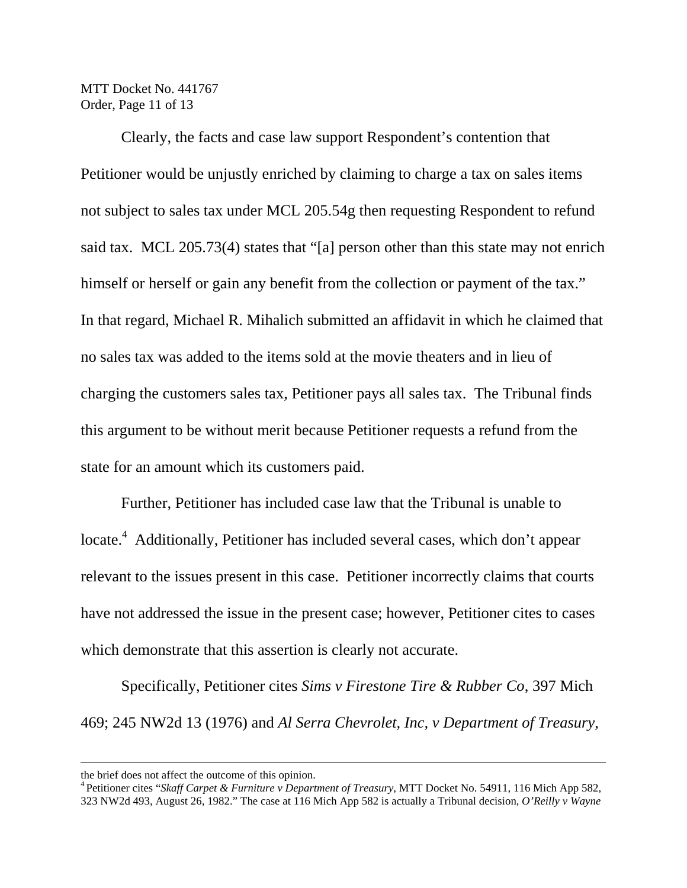Clearly, the facts and case law support Respondent's contention that Petitioner would be unjustly enriched by claiming to charge a tax on sales items not subject to sales tax under MCL 205.54g then requesting Respondent to refund said tax. MCL 205.73(4) states that "[a] person other than this state may not enrich himself or herself or gain any benefit from the collection or payment of the tax." In that regard, Michael R. Mihalich submitted an affidavit in which he claimed that no sales tax was added to the items sold at the movie theaters and in lieu of charging the customers sales tax, Petitioner pays all sales tax. The Tribunal finds this argument to be without merit because Petitioner requests a refund from the state for an amount which its customers paid.

Further, Petitioner has included case law that the Tribunal is unable to locate.[4] Additionally, Petitioner has included several cases, which don't appear relevant to the issues present in this case. Petitioner incorrectly claims that courts have not addressed the issue in the present case; however, Petitioner cites to cases which demonstrate that this assertion is clearly not accurate.

Specifically, Petitioner cites *Sims v Firestone Tire & Rubber Co*, 397 Mich 469; 245 NW2d 13 (1976) and *Al Serra Chevrolet, Inc, v Department of Treasury*,

---

the brief does not affect the outcome of this opinion.

[4] Petitioner cites "*Skaff Carpet & Furniture v Department of Treasury*, MTT Docket No. 54911, 116 Mich App 582, 323 NW2d 493, August 26, 1982." The case at 116 Mich App 582 is actually a Tribunal decision, *O'Reilly v Wayne*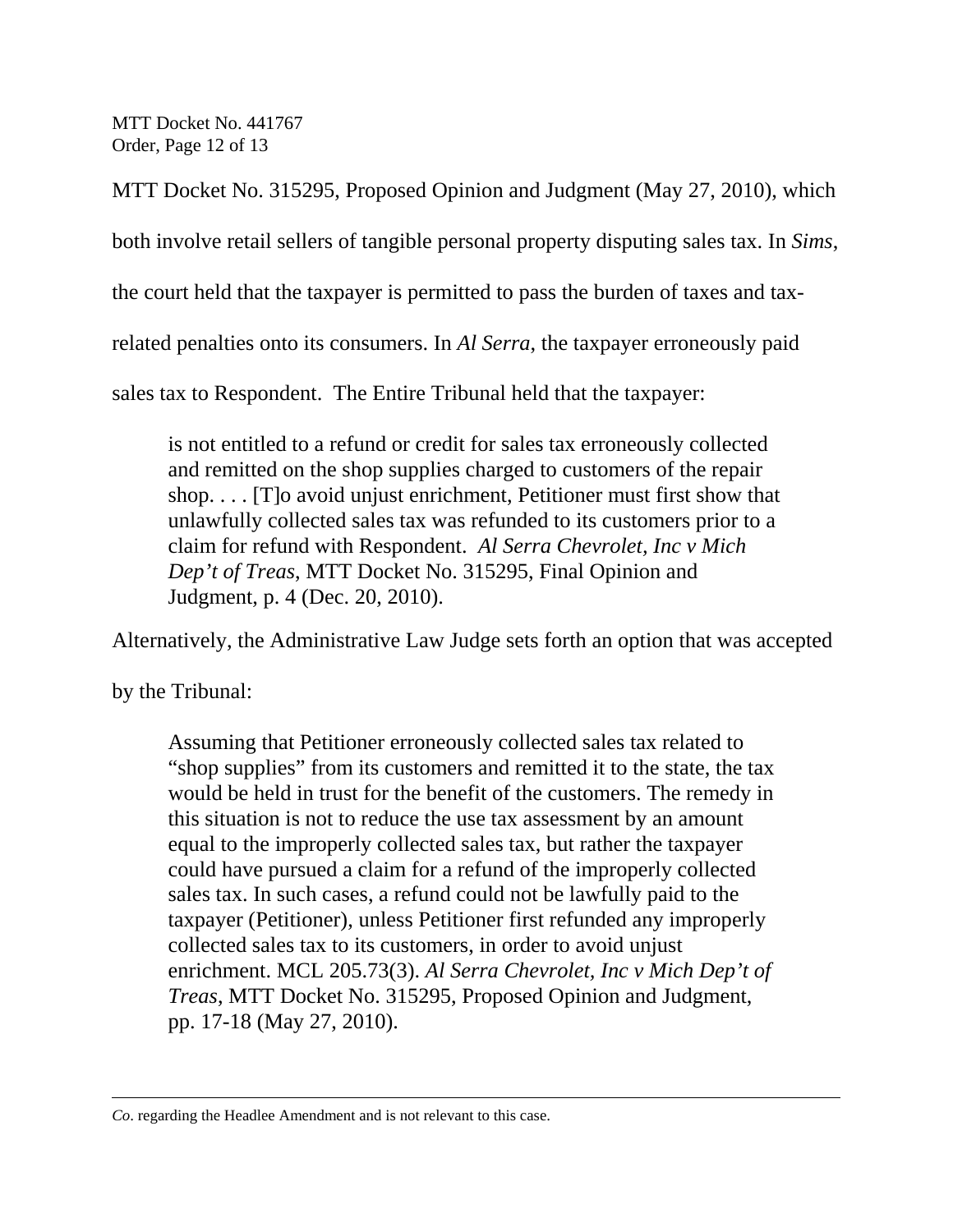MTT Docket No. 315295, Proposed Opinion and Judgment (May 27, 2010), which both involve retail sellers of tangible personal property disputing sales tax. In *Sims*, the court held that the taxpayer is permitted to pass the burden of taxes and tax-related penalties onto its consumers. In *Al Serra*, the taxpayer erroneously paid sales tax to Respondent. The Entire Tribunal held that the taxpayer:

> is not entitled to a refund or credit for sales tax erroneously collected and remitted on the shop supplies charged to customers of the repair shop. . . . [T]o avoid unjust enrichment, Petitioner must first show that unlawfully collected sales tax was refunded to its customers prior to a claim for refund with Respondent. *Al Serra Chevrolet, Inc v Mich Dep't of Treas*, MTT Docket No. 315295, Final Opinion and Judgment, p. 4 (Dec. 20, 2010).

Alternatively, the Administrative Law Judge sets forth an option that was accepted by the Tribunal:

> Assuming that Petitioner erroneously collected sales tax related to "shop supplies" from its customers and remitted it to the state, the tax would be held in trust for the benefit of the customers. The remedy in this situation is not to reduce the use tax assessment by an amount equal to the improperly collected sales tax, but rather the taxpayer could have pursued a claim for a refund of the improperly collected sales tax. In such cases, a refund could not be lawfully paid to the taxpayer (Petitioner), unless Petitioner first refunded any improperly collected sales tax to its customers, in order to avoid unjust enrichment. MCL 205.73(3). *Al Serra Chevrolet, Inc v Mich Dep't of Treas*, MTT Docket No. 315295, Proposed Opinion and Judgment, pp. 17-18 (May 27, 2010).

---

*Co*. regarding the Headlee Amendment and is not relevant to this case.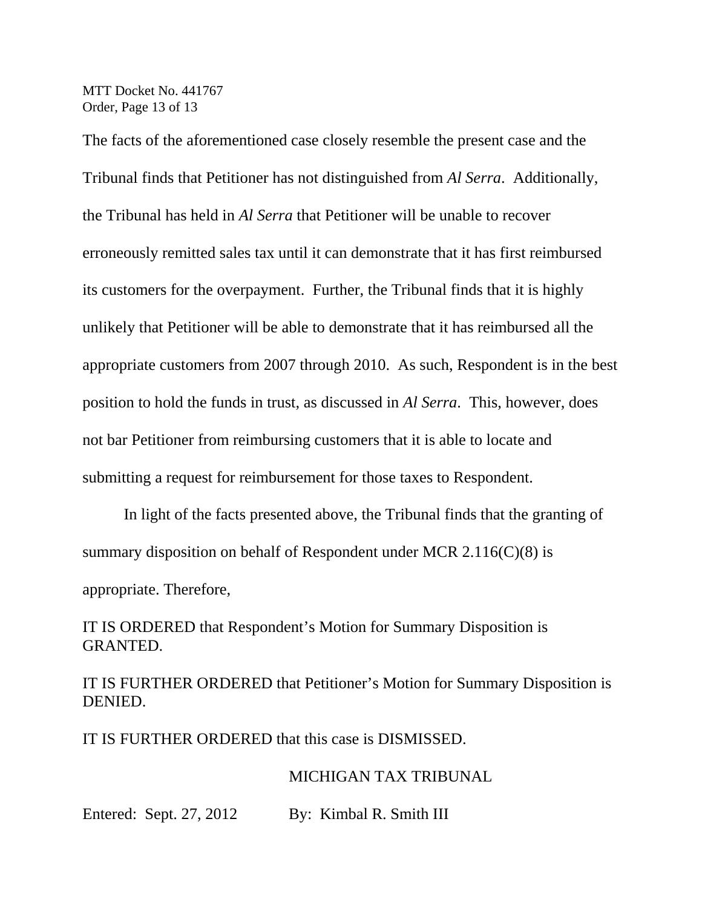The facts of the aforementioned case closely resemble the present case and the Tribunal finds that Petitioner has not distinguished from *Al Serra*. Additionally, the Tribunal has held in *Al Serra* that Petitioner will be unable to recover erroneously remitted sales tax until it can demonstrate that it has first reimbursed its customers for the overpayment. Further, the Tribunal finds that it is highly unlikely that Petitioner will be able to demonstrate that it has reimbursed all the appropriate customers from 2007 through 2010. As such, Respondent is in the best position to hold the funds in trust, as discussed in *Al Serra*. This, however, does not bar Petitioner from reimbursing customers that it is able to locate and submitting a request for reimbursement for those taxes to Respondent.

In light of the facts presented above, the Tribunal finds that the granting of summary disposition on behalf of Respondent under MCR 2.116(C)(8) is appropriate. Therefore,

IT IS ORDERED that Respondent's Motion for Summary Disposition is GRANTED.

IT IS FURTHER ORDERED that Petitioner's Motion for Summary Disposition is DENIED.

IT IS FURTHER ORDERED that this case is DISMISSED.

MICHIGAN TAX TRIBUNAL

Entered: Sept. 27, 2012 By: Kimbal R. Smith III